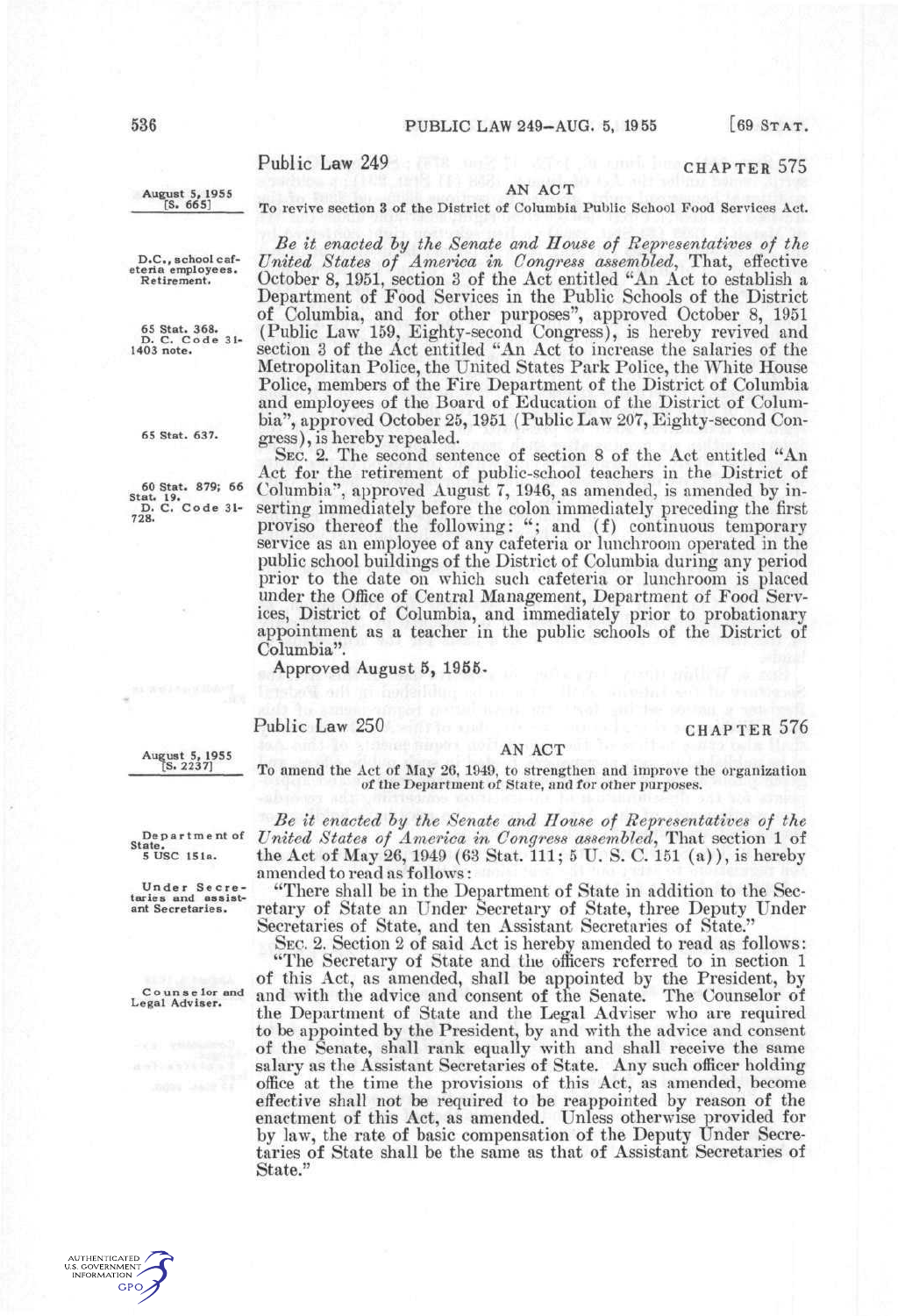# Public Law 249

CHAPTER 575

August 5, 1955
[S. 665]

AN ACT

To revive section 3 of the District of Columbia Public School Food Services Act.

D.C., school cafeteria employees. Retirement.

*Be it enacted by the Senate and House of Representatives of the United States of America in Congress assembled*, That, effective October 8, 1951, section 3 of the Act entitled "An Act to establish a Department of Food Services in the Public Schools of the District of Columbia, and for other purposes", approved October 8, 1951 (Public Law 159, Eighty-second Congress), is hereby revived and section 3 of the Act entitled "An Act to increase the salaries of the Metropolitan Police, the United States Park Police, the White House Police, members of the Fire Department of the District of Columbia and employees of the Board of Education of the District of Columbia", approved October 25, 1951 (Public Law 207, Eighty-second Congress), is hereby repealed.

65 Stat. 368. D. C. Code 31-1403 note.

65 Stat. 637.

SEC. 2. The second sentence of section 8 of the Act entitled "An Act for the retirement of public-school teachers in the District of Columbia", approved August 7, 1946, as amended, is amended by inserting immediately before the colon immediately preceding the first proviso thereof the following: "; and (f) continuous temporary service as an employee of any cafeteria or lunchroom operated in the public school buildings of the District of Columbia during any period prior to the date on which such cafeteria or lunchroom is placed under the Office of Central Management, Department of Food Services, District of Columbia, and immediately prior to probationary appointment as a teacher in the public schools of the District of Columbia".

60 Stat. 879; 66 Stat. 19. D. C. Code 31-728.

Approved August 5, 1955.

# Public Law 250

CHAPTER 576

August 5, 1955
[S. 2237]

AN ACT

To amend the Act of May 26, 1949, to strengthen and improve the organization of the Department of State, and for other purposes.

Department of State. 5 USC 151a.

*Be it enacted by the Senate and House of Representatives of the United States of America in Congress assembled*, That section 1 of the Act of May 26, 1949 (63 Stat. 111; 5 U. S. C. 151 (a)), is hereby amended to read as follows:

Under Secretaries and assistant Secretaries.

"There shall be in the Department of State in addition to the Secretary of State an Under Secretary of State, three Deputy Under Secretaries of State, and ten Assistant Secretaries of State."

SEC. 2. Section 2 of said Act is hereby amended to read as follows:

Counselor and Legal Adviser.

"The Secretary of State and the officers referred to in section 1 of this Act, as amended, shall be appointed by the President, by and with the advice and consent of the Senate. The Counselor of the Department of State and the Legal Adviser who are required to be appointed by the President, by and with the advice and consent of the Senate, shall rank equally with and shall receive the same salary as the Assistant Secretaries of State. Any such officer holding office at the time the provisions of this Act, as amended, become effective shall not be required to be reappointed by reason of the enactment of this Act, as amended. Unless otherwise provided for by law, the rate of basic compensation of the Deputy Under Secretaries of State shall be the same as that of Assistant Secretaries of State."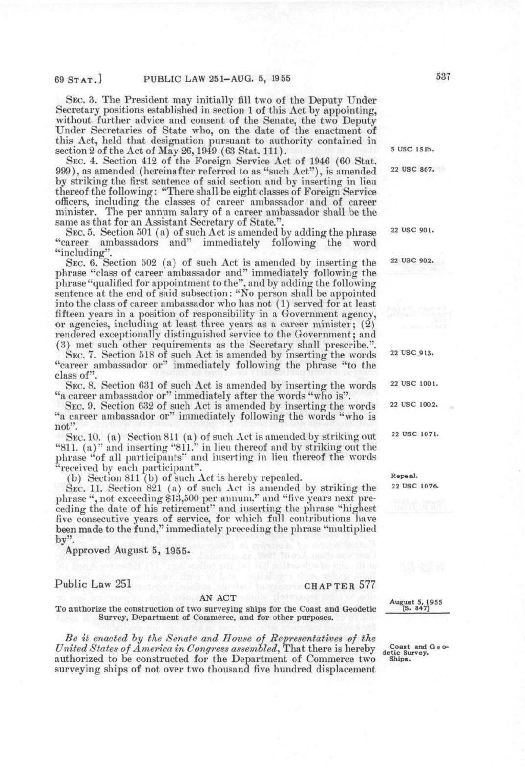SEC. 3. The President may initially fill two of the Deputy Under Secretary positions established in section 1 of this Act by appointing, without further advice and consent of the Senate, the two Deputy Under Secretaries of State who, on the date of the enactment of this Act, held that designation pursuant to authority contained in section 2 of the Act of May 26, 1949 (63 Stat. 111).

5 USC 151b.

SEC. 4. Section 412 of the Foreign Service Act of 1946 (60 Stat. 999), as amended (hereinafter referred to as "such Act"), is amended by striking the first sentence of said section and by inserting in lieu thereof the following: "There shall be eight classes of Foreign Service officers, including the classes of career ambassador and of career minister. The per annum salary of a career ambassador shall be the same as that for an Assistant Secretary of State.".

22 USC 867.

SEC. 5. Section 501 (a) of such Act is amended by adding the phrase "career ambassadors and" immediately following the word "including".

22 USC 901.

SEC. 6. Section 502 (a) of such Act is amended by inserting the phrase "class of career ambassador and" immediately following the phrase "qualified for appointment to the", and by adding the following sentence at the end of said subsection: "No person shall be appointed into the class of career ambassador who has not (1) served for at least fifteen years in a position of responsibility in a Government agency, or agencies, including at least three years as a career minister; (2) rendered exceptionally distinguished service to the Government; and (3) met such other requirements as the Secretary shall prescribe.".

22 USC 902.

SEC. 7. Section 518 of such Act is amended by inserting the words "career ambassador or" immediately following the phrase "to the class of".

22 USC 913.

SEC. 8. Section 631 of such Act is amended by inserting the words "a career ambassador or" immediately after the words "who is".

22 USC 1001.

SEC. 9. Section 632 of such Act is amended by inserting the words "a career ambassador or" immediately following the words "who is not".

22 USC 1002.

SEC. 10. (a) Section 811 (a) of such Act is amended by striking out "811. (a)" and inserting "811." in lieu thereof and by striking out the phrase "of all participants" and inserting in lieu thereof the words "received by each participant".

22 USC 1071.

(b) Section 811 (b) of such Act is hereby repealed.

Repeal.

SEC. 11. Section 821 (a) of such Act is amended by striking the phrase ", not exceeding $13,500 per annum," and "five years next preceding the date of his retirement" and inserting the phrase "highest five consecutive years of service, for which full contributions have been made to the fund," immediately preceding the phrase "multiplied by".

22 USC 1076.

Approved August 5, 1955.

Public Law 251 CHAPTER 577

## AN ACT

To authorize the construction of two surveying ships for the Coast and Geodetic Survey, Department of Commerce, and for other purposes.

August 5, 1955 [S. 847]

*Be it enacted by the Senate and House of Representatives of the United States of America in Congress assembled*, That there is hereby authorized to be constructed for the Department of Commerce two surveying ships of not over two thousand five hundred displacement

Coast and Geodetic Survey. Ships.